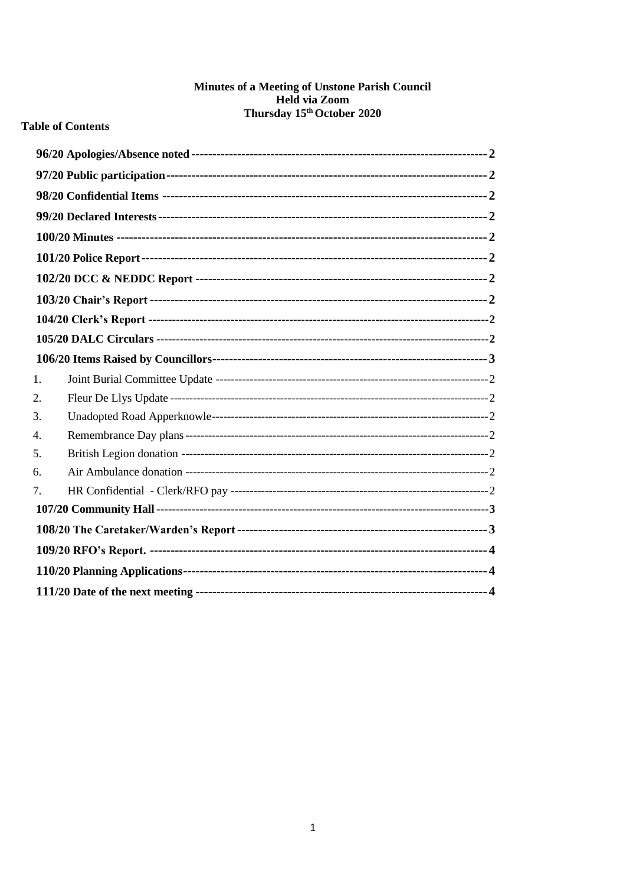**Minutes of a Meeting of Unstone Parish Council**
**Held via Zoom**
**Thursday 15th October 2020**

**Table of Contents**

| | |
|---|---|
| **96/20 Apologies/Absence noted** | **2** |
| **97/20 Public participation** | **2** |
| **98/20 Confidential Items** | **2** |
| **99/20 Declared Interests** | **2** |
| **100/20 Minutes** | **2** |
| **101/20 Police Report** | **2** |
| **102/20 DCC & NEDDC Report** | **2** |
| **103/20 Chair's Report** | **2** |
| **104/20 Clerk's Report** | **2** |
| **105/20 DALC Circulars** | **2** |
| **106/20 Items Raised by Councillors** | **3** |
| 1. Joint Burial Committee Update | 2 |
| 2. Fleur De Llys Update | 2 |
| 3. Unadopted Road Apperknowle | 2 |
| 4. Remembrance Day plans | 2 |
| 5. British Legion donation | 2 |
| 6. Air Ambulance donation | 2 |
| 7. HR Confidential - Clerk/RFO pay | 2 |
| **107/20 Community Hall** | **3** |
| **108/20 The Caretaker/Warden's Report** | **3** |
| **109/20 RFO's Report.** | **4** |
| **110/20 Planning Applications** | **4** |
| **111/20 Date of the next meeting** | **4** |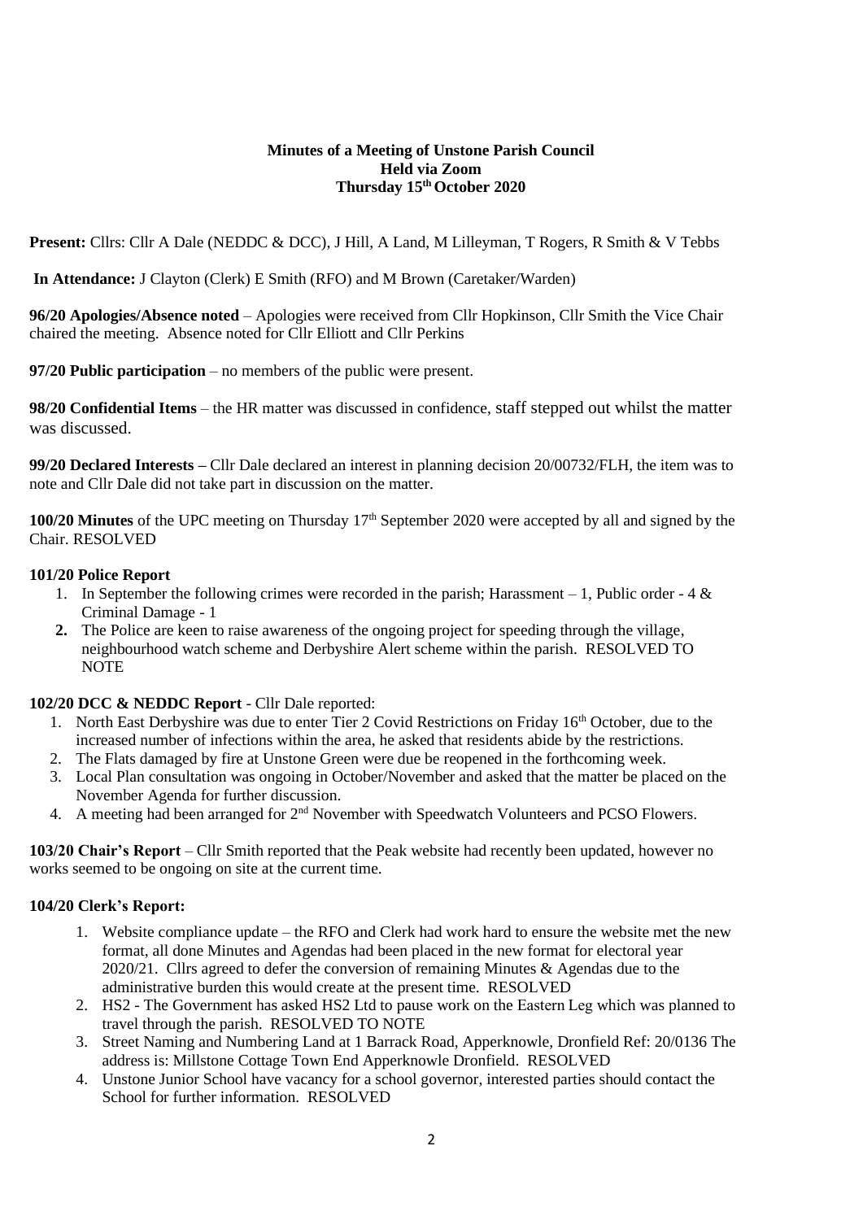**Minutes of a Meeting of Unstone Parish Council**
**Held via Zoom**
**Thursday 15th October 2020**

**Present:** Cllrs: Cllr A Dale (NEDDC & DCC), J Hill, A Land, M Lilleyman, T Rogers, R Smith & V Tebbs

**In Attendance:** J Clayton (Clerk) E Smith (RFO) and M Brown (Caretaker/Warden)

**96/20 Apologies/Absence noted** – Apologies were received from Cllr Hopkinson, Cllr Smith the Vice Chair chaired the meeting. Absence noted for Cllr Elliott and Cllr Perkins

**97/20 Public participation** – no members of the public were present.

**98/20 Confidential Items** – the HR matter was discussed in confidence, staff stepped out whilst the matter was discussed.

**99/20 Declared Interests –** Cllr Dale declared an interest in planning decision 20/00732/FLH, the item was to note and Cllr Dale did not take part in discussion on the matter.

**100/20 Minutes** of the UPC meeting on Thursday 17th September 2020 were accepted by all and signed by the Chair. RESOLVED

**101/20 Police Report**

1. In September the following crimes were recorded in the parish; Harassment – 1, Public order - 4 & Criminal Damage - 1
2. The Police are keen to raise awareness of the ongoing project for speeding through the village, neighbourhood watch scheme and Derbyshire Alert scheme within the parish. RESOLVED TO NOTE

**102/20 DCC & NEDDC Report** - Cllr Dale reported:

1. North East Derbyshire was due to enter Tier 2 Covid Restrictions on Friday 16th October, due to the increased number of infections within the area, he asked that residents abide by the restrictions.
2. The Flats damaged by fire at Unstone Green were due be reopened in the forthcoming week.
3. Local Plan consultation was ongoing in October/November and asked that the matter be placed on the November Agenda for further discussion.
4. A meeting had been arranged for 2nd November with Speedwatch Volunteers and PCSO Flowers.

**103/20 Chair's Report** – Cllr Smith reported that the Peak website had recently been updated, however no works seemed to be ongoing on site at the current time.

**104/20 Clerk's Report:**

1. Website compliance update – the RFO and Clerk had work hard to ensure the website met the new format, all done Minutes and Agendas had been placed in the new format for electoral year 2020/21. Cllrs agreed to defer the conversion of remaining Minutes & Agendas due to the administrative burden this would create at the present time. RESOLVED
2. HS2 - The Government has asked HS2 Ltd to pause work on the Eastern Leg which was planned to travel through the parish. RESOLVED TO NOTE
3. Street Naming and Numbering Land at 1 Barrack Road, Apperknowle, Dronfield Ref: 20/0136 The address is: Millstone Cottage Town End Apperknowle Dronfield. RESOLVED
4. Unstone Junior School have vacancy for a school governor, interested parties should contact the School for further information. RESOLVED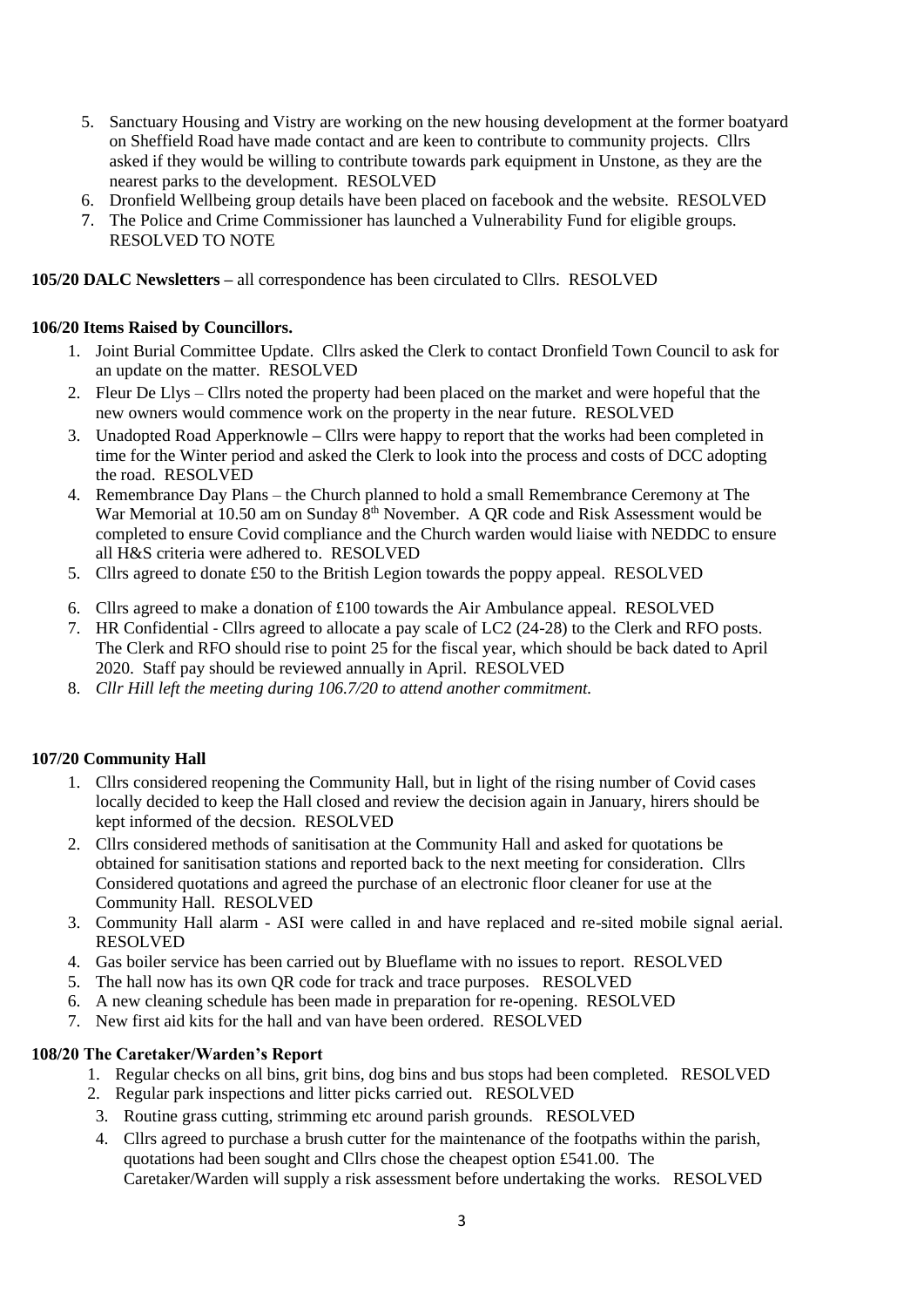5. Sanctuary Housing and Vistry are working on the new housing development at the former boatyard on Sheffield Road have made contact and are keen to contribute to community projects. Cllrs asked if they would be willing to contribute towards park equipment in Unstone, as they are the nearest parks to the development. RESOLVED
6. Dronfield Wellbeing group details have been placed on facebook and the website. RESOLVED
7. The Police and Crime Commissioner has launched a Vulnerability Fund for eligible groups. RESOLVED TO NOTE

**105/20 DALC Newsletters –** all correspondence has been circulated to Cllrs. RESOLVED

**106/20 Items Raised by Councillors.**

1. Joint Burial Committee Update. Cllrs asked the Clerk to contact Dronfield Town Council to ask for an update on the matter. RESOLVED
2. Fleur De Llys – Cllrs noted the property had been placed on the market and were hopeful that the new owners would commence work on the property in the near future. RESOLVED
3. Unadopted Road Apperknowle – Cllrs were happy to report that the works had been completed in time for the Winter period and asked the Clerk to look into the process and costs of DCC adopting the road. RESOLVED
4. Remembrance Day Plans – the Church planned to hold a small Remembrance Ceremony at The War Memorial at 10.50 am on Sunday 8th November. A QR code and Risk Assessment would be completed to ensure Covid compliance and the Church warden would liaise with NEDDC to ensure all H&S criteria were adhered to. RESOLVED
5. Cllrs agreed to donate £50 to the British Legion towards the poppy appeal. RESOLVED
6. Cllrs agreed to make a donation of £100 towards the Air Ambulance appeal. RESOLVED
7. HR Confidential - Cllrs agreed to allocate a pay scale of LC2 (24-28) to the Clerk and RFO posts. The Clerk and RFO should rise to point 25 for the fiscal year, which should be back dated to April 2020. Staff pay should be reviewed annually in April. RESOLVED
8. *Cllr Hill left the meeting during 106.7/20 to attend another commitment.*

**107/20 Community Hall**

1. Cllrs considered reopening the Community Hall, but in light of the rising number of Covid cases locally decided to keep the Hall closed and review the decision again in January, hirers should be kept informed of the decsion. RESOLVED
2. Cllrs considered methods of sanitisation at the Community Hall and asked for quotations be obtained for sanitisation stations and reported back to the next meeting for consideration. Cllrs Considered quotations and agreed the purchase of an electronic floor cleaner for use at the Community Hall. RESOLVED
3. Community Hall alarm - ASI were called in and have replaced and re-sited mobile signal aerial. RESOLVED
4. Gas boiler service has been carried out by Blueflame with no issues to report. RESOLVED
5. The hall now has its own QR code for track and trace purposes. RESOLVED
6. A new cleaning schedule has been made in preparation for re-opening. RESOLVED
7. New first aid kits for the hall and van have been ordered. RESOLVED

**108/20 The Caretaker/Warden's Report**

1. Regular checks on all bins, grit bins, dog bins and bus stops had been completed. RESOLVED
2. Regular park inspections and litter picks carried out. RESOLVED
3. Routine grass cutting, strimming etc around parish grounds. RESOLVED
4. Cllrs agreed to purchase a brush cutter for the maintenance of the footpaths within the parish, quotations had been sought and Cllrs chose the cheapest option £541.00. The Caretaker/Warden will supply a risk assessment before undertaking the works. RESOLVED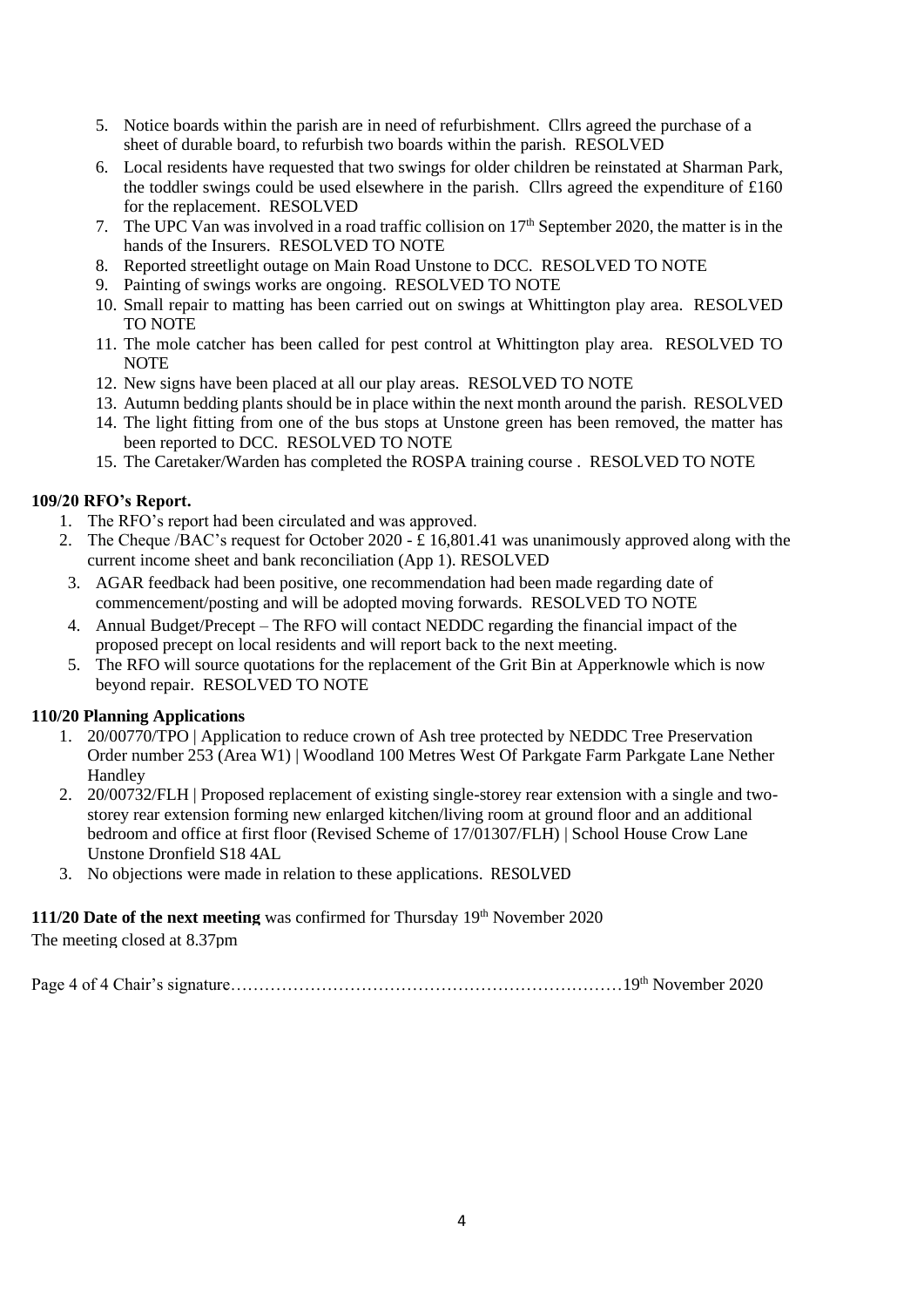5. Notice boards within the parish are in need of refurbishment. Cllrs agreed the purchase of a sheet of durable board, to refurbish two boards within the parish. RESOLVED
6. Local residents have requested that two swings for older children be reinstated at Sharman Park, the toddler swings could be used elsewhere in the parish. Cllrs agreed the expenditure of £160 for the replacement. RESOLVED
7. The UPC Van was involved in a road traffic collision on 17th September 2020, the matter is in the hands of the Insurers. RESOLVED TO NOTE
8. Reported streetlight outage on Main Road Unstone to DCC. RESOLVED TO NOTE
9. Painting of swings works are ongoing. RESOLVED TO NOTE
10. Small repair to matting has been carried out on swings at Whittington play area. RESOLVED TO NOTE
11. The mole catcher has been called for pest control at Whittington play area. RESOLVED TO NOTE
12. New signs have been placed at all our play areas. RESOLVED TO NOTE
13. Autumn bedding plants should be in place within the next month around the parish. RESOLVED
14. The light fitting from one of the bus stops at Unstone green has been removed, the matter has been reported to DCC. RESOLVED TO NOTE
15. The Caretaker/Warden has completed the ROSPA training course . RESOLVED TO NOTE

**109/20 RFO's Report.**

1. The RFO's report had been circulated and was approved.
2. The Cheque /BAC's request for October 2020 - £ 16,801.41 was unanimously approved along with the current income sheet and bank reconciliation (App 1). RESOLVED
3. AGAR feedback had been positive, one recommendation had been made regarding date of commencement/posting and will be adopted moving forwards. RESOLVED TO NOTE
4. Annual Budget/Precept – The RFO will contact NEDDC regarding the financial impact of the proposed precept on local residents and will report back to the next meeting.
5. The RFO will source quotations for the replacement of the Grit Bin at Apperknowle which is now beyond repair. RESOLVED TO NOTE

**110/20 Planning Applications**

1. 20/00770/TPO | Application to reduce crown of Ash tree protected by NEDDC Tree Preservation Order number 253 (Area W1) | Woodland 100 Metres West Of Parkgate Farm Parkgate Lane Nether Handley
2. 20/00732/FLH | Proposed replacement of existing single-storey rear extension with a single and two-storey rear extension forming new enlarged kitchen/living room at ground floor and an additional bedroom and office at first floor (Revised Scheme of 17/01307/FLH) | School House Crow Lane Unstone Dronfield S18 4AL
3. No objections were made in relation to these applications. RESOLVED

**111/20 Date of the next meeting** was confirmed for Thursday 19th November 2020

The meeting closed at 8.37pm

Page 4 of 4 Chair's signature……………………………………………………………19th November 2020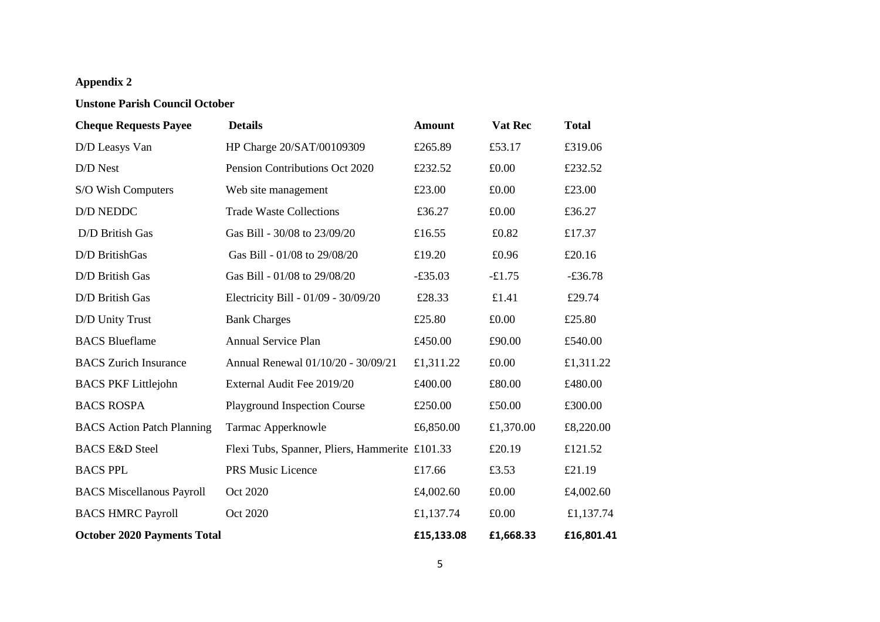**Appendix 2**

**Unstone Parish Council October**

| **Cheque Requests Payee** | **Details** | **Amount** | **Vat Rec** | **Total** |
|---|---|---|---|---|
| D/D Leasys Van | HP Charge 20/SAT/00109309 | £265.89 | £53.17 | £319.06 |
| D/D Nest | Pension Contributions Oct 2020 | £232.52 | £0.00 | £232.52 |
| S/O Wish Computers | Web site management | £23.00 | £0.00 | £23.00 |
| D/D NEDDC | Trade Waste Collections | £36.27 | £0.00 | £36.27 |
| D/D British Gas | Gas Bill - 30/08 to 23/09/20 | £16.55 | £0.82 | £17.37 |
| D/D BritishGas | Gas Bill - 01/08 to 29/08/20 | £19.20 | £0.96 | £20.16 |
| D/D British Gas | Gas Bill - 01/08 to 29/08/20 | -£35.03 | -£1.75 | -£36.78 |
| D/D British Gas | Electricity Bill - 01/09 - 30/09/20 | £28.33 | £1.41 | £29.74 |
| D/D Unity Trust | Bank Charges | £25.80 | £0.00 | £25.80 |
| BACS Blueflame | Annual Service Plan | £450.00 | £90.00 | £540.00 |
| BACS Zurich Insurance | Annual Renewal 01/10/20 - 30/09/21 | £1,311.22 | £0.00 | £1,311.22 |
| BACS PKF Littlejohn | External Audit Fee 2019/20 | £400.00 | £80.00 | £480.00 |
| BACS ROSPA | Playground Inspection Course | £250.00 | £50.00 | £300.00 |
| BACS Action Patch Planning | Tarmac Apperknowle | £6,850.00 | £1,370.00 | £8,220.00 |
| BACS E&D Steel | Flexi Tubs, Spanner, Pliers, Hammerite | £101.33 | £20.19 | £121.52 |
| BACS PPL | PRS Music Licence | £17.66 | £3.53 | £21.19 |
| BACS Miscellanous Payroll | Oct 2020 | £4,002.60 | £0.00 | £4,002.60 |
| BACS HMRC Payroll | Oct 2020 | £1,137.74 | £0.00 | £1,137.74 |
| **October 2020 Payments Total** | | **£15,133.08** | **£1,668.33** | **£16,801.41** |